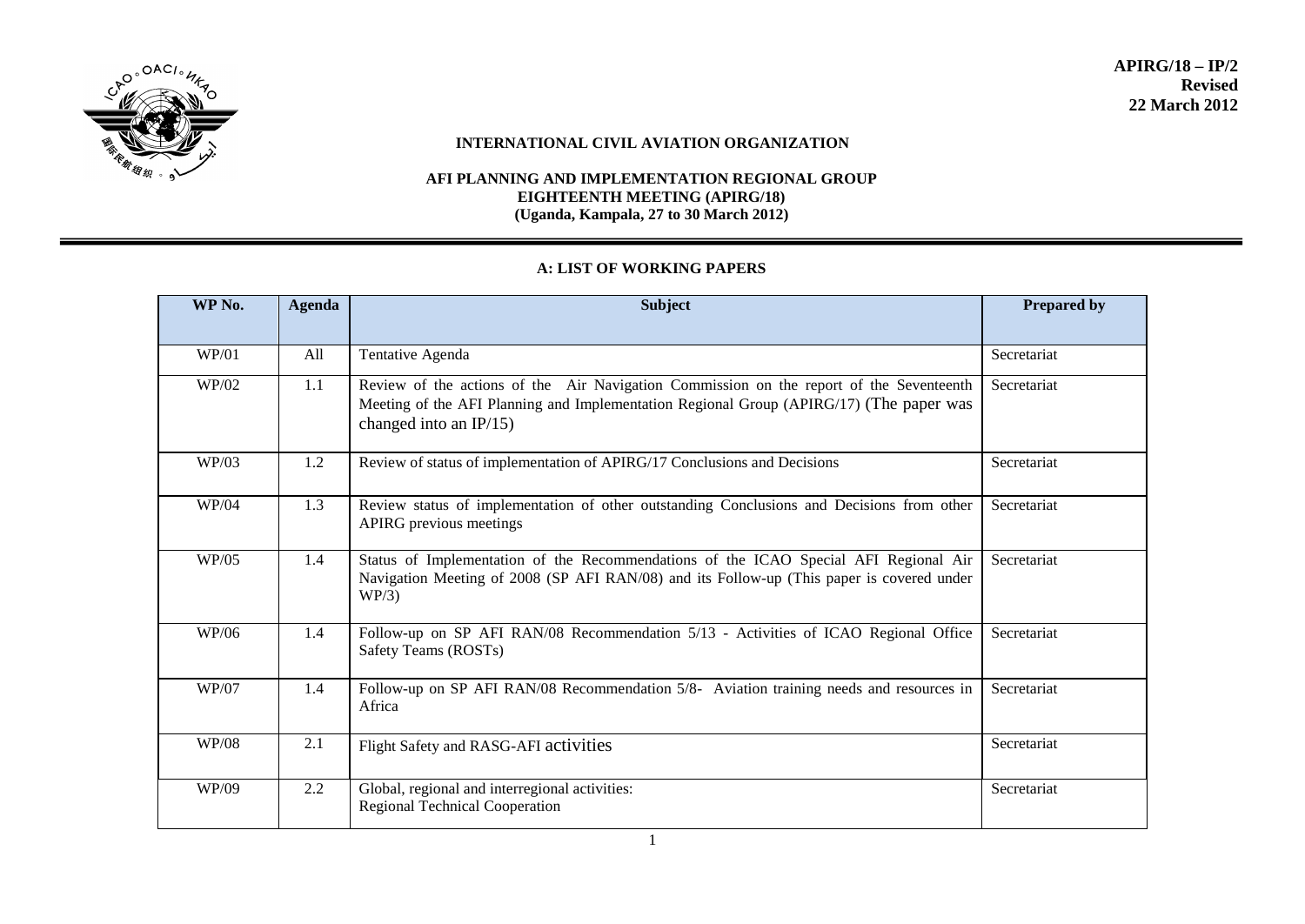**APIRG/18 – IP/2**
**Revised**
**22 March 2012**

**INTERNATIONAL CIVIL AVIATION ORGANIZATION**

**AFI PLANNING AND IMPLEMENTATION REGIONAL GROUP**
**EIGHTEENTH MEETING (APIRG/18)**
**(Uganda, Kampala, 27 to 30 March 2012)**

## A: LIST OF WORKING PAPERS

| WP No. | Agenda | Subject | Prepared by |
|---|---|---|---|
| WP/01 | All | Tentative Agenda | Secretariat |
| WP/02 | 1.1 | Review of the actions of the Air Navigation Commission on the report of the Seventeenth Meeting of the AFI Planning and Implementation Regional Group (APIRG/17) (The paper was changed into an IP/15) | Secretariat |
| WP/03 | 1.2 | Review of status of implementation of APIRG/17 Conclusions and Decisions | Secretariat |
| WP/04 | 1.3 | Review status of implementation of other outstanding Conclusions and Decisions from other APIRG previous meetings | Secretariat |
| WP/05 | 1.4 | Status of Implementation of the Recommendations of the ICAO Special AFI Regional Air Navigation Meeting of 2008 (SP AFI RAN/08) and its Follow-up (This paper is covered under WP/3) | Secretariat |
| WP/06 | 1.4 | Follow-up on SP AFI RAN/08 Recommendation 5/13 - Activities of ICAO Regional Office Safety Teams (ROSTs) | Secretariat |
| WP/07 | 1.4 | Follow-up on SP AFI RAN/08 Recommendation 5/8- Aviation training needs and resources in Africa | Secretariat |
| WP/08 | 2.1 | Flight Safety and RASG-AFI activities | Secretariat |
| WP/09 | 2.2 | Global, regional and interregional activities: Regional Technical Cooperation | Secretariat |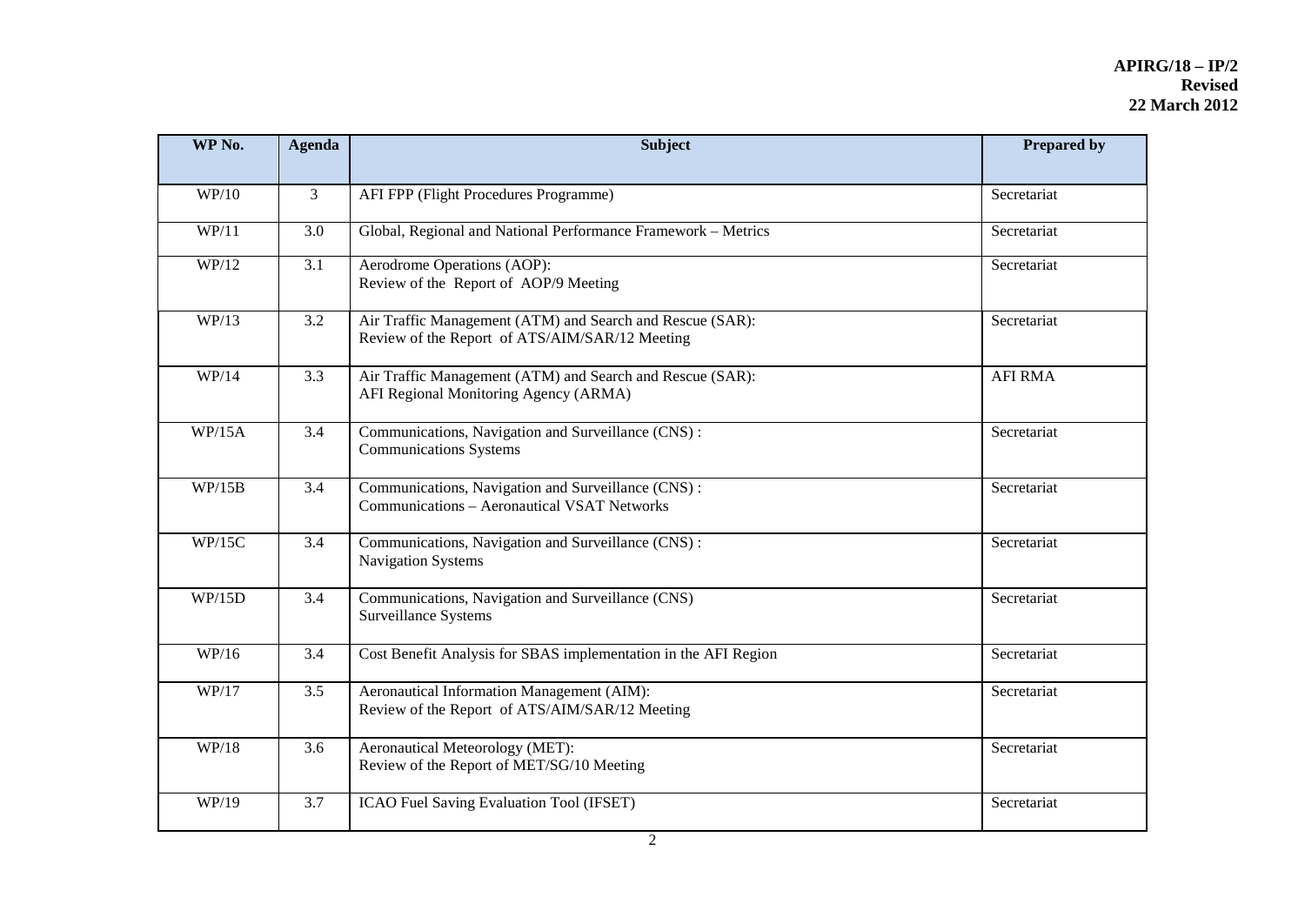| WP No. | Agenda | Subject | Prepared by |
|---|---|---|---|
| WP/10 | 3 | AFI FPP (Flight Procedures Programme) | Secretariat |
| WP/11 | 3.0 | Global, Regional and National Performance Framework – Metrics | Secretariat |
| WP/12 | 3.1 | Aerodrome Operations (AOP):<br>Review of the Report of AOP/9 Meeting | Secretariat |
| WP/13 | 3.2 | Air Traffic Management (ATM) and Search and Rescue (SAR):<br>Review of the Report of ATS/AIM/SAR/12 Meeting | Secretariat |
| WP/14 | 3.3 | Air Traffic Management (ATM) and Search and Rescue (SAR):<br>AFI Regional Monitoring Agency (ARMA) | AFI RMA |
| WP/15A | 3.4 | Communications, Navigation and Surveillance (CNS) :<br>Communications Systems | Secretariat |
| WP/15B | 3.4 | Communications, Navigation and Surveillance (CNS) :<br>Communications – Aeronautical VSAT Networks | Secretariat |
| WP/15C | 3.4 | Communications, Navigation and Surveillance (CNS) :<br>Navigation Systems | Secretariat |
| WP/15D | 3.4 | Communications, Navigation and Surveillance (CNS)<br>Surveillance Systems | Secretariat |
| WP/16 | 3.4 | Cost Benefit Analysis for SBAS implementation in the AFI Region | Secretariat |
| WP/17 | 3.5 | Aeronautical Information Management (AIM):<br>Review of the Report of ATS/AIM/SAR/12 Meeting | Secretariat |
| WP/18 | 3.6 | Aeronautical Meteorology (MET):<br>Review of the Report of MET/SG/10 Meeting | Secretariat |
| WP/19 | 3.7 | ICAO Fuel Saving Evaluation Tool (IFSET) | Secretariat |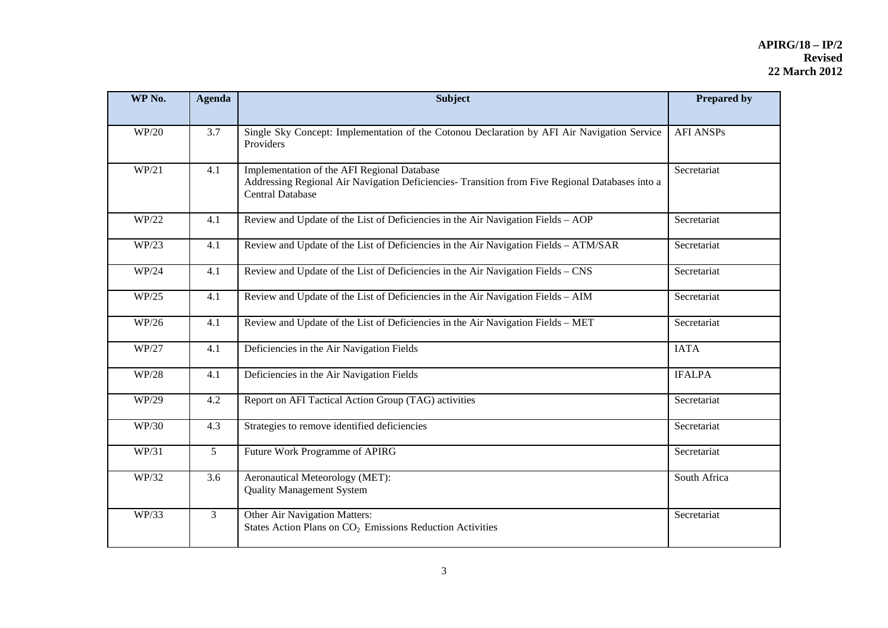| WP No. | Agenda | Subject | Prepared by |
|---|---|---|---|
| WP/20 | 3.7 | Single Sky Concept: Implementation of the Cotonou Declaration by AFI Air Navigation Service Providers | AFI ANSPs |
| WP/21 | 4.1 | Implementation of the AFI Regional Database<br>Addressing Regional Air Navigation Deficiencies- Transition from Five Regional Databases into a Central Database | Secretariat |
| WP/22 | 4.1 | Review and Update of the List of Deficiencies in the Air Navigation Fields – AOP | Secretariat |
| WP/23 | 4.1 | Review and Update of the List of Deficiencies in the Air Navigation Fields – ATM/SAR | Secretariat |
| WP/24 | 4.1 | Review and Update of the List of Deficiencies in the Air Navigation Fields – CNS | Secretariat |
| WP/25 | 4.1 | Review and Update of the List of Deficiencies in the Air Navigation Fields – AIM | Secretariat |
| WP/26 | 4.1 | Review and Update of the List of Deficiencies in the Air Navigation Fields – MET | Secretariat |
| WP/27 | 4.1 | Deficiencies in the Air Navigation Fields | IATA |
| WP/28 | 4.1 | Deficiencies in the Air Navigation Fields | IFALPA |
| WP/29 | 4.2 | Report on AFI Tactical Action Group (TAG) activities | Secretariat |
| WP/30 | 4.3 | Strategies to remove identified deficiencies | Secretariat |
| WP/31 | 5 | Future Work Programme of APIRG | Secretariat |
| WP/32 | 3.6 | Aeronautical Meteorology (MET):<br>Quality Management System | South Africa |
| WP/33 | 3 | Other Air Navigation Matters:<br>States Action Plans on $CO_2$ Emissions Reduction Activities | Secretariat |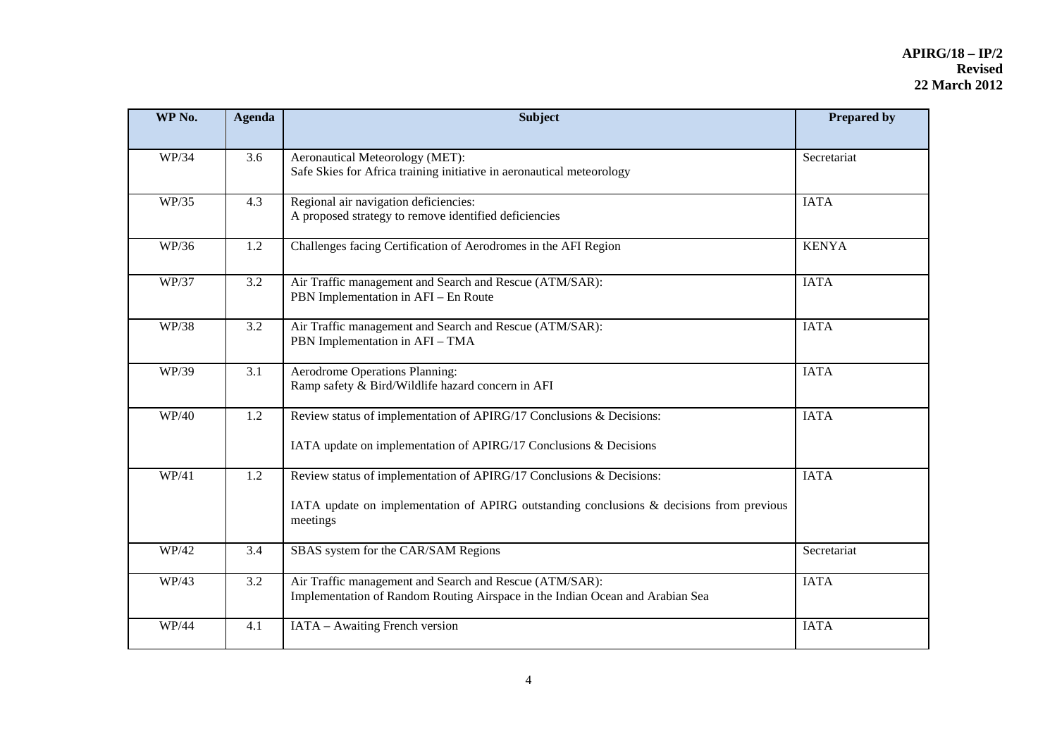| WP No. | Agenda | Subject | Prepared by |
|---|---|---|---|
| WP/34 | 3.6 | Aeronautical Meteorology (MET):<br>Safe Skies for Africa training initiative in aeronautical meteorology | Secretariat |
| WP/35 | 4.3 | Regional air navigation deficiencies:<br>A proposed strategy to remove identified deficiencies | IATA |
| WP/36 | 1.2 | Challenges facing Certification of Aerodromes in the AFI Region | KENYA |
| WP/37 | 3.2 | Air Traffic management and Search and Rescue (ATM/SAR):<br>PBN Implementation in AFI – En Route | IATA |
| WP/38 | 3.2 | Air Traffic management and Search and Rescue (ATM/SAR):<br>PBN Implementation in AFI – TMA | IATA |
| WP/39 | 3.1 | Aerodrome Operations Planning:<br>Ramp safety & Bird/Wildlife hazard concern in AFI | IATA |
| WP/40 | 1.2 | Review status of implementation of APIRG/17 Conclusions & Decisions:<br><br>IATA update on implementation of APIRG/17 Conclusions & Decisions | IATA |
| WP/41 | 1.2 | Review status of implementation of APIRG/17 Conclusions & Decisions:<br><br>IATA update on implementation of APIRG outstanding conclusions & decisions from previous meetings | IATA |
| WP/42 | 3.4 | SBAS system for the CAR/SAM Regions | Secretariat |
| WP/43 | 3.2 | Air Traffic management and Search and Rescue (ATM/SAR):<br>Implementation of Random Routing Airspace in the Indian Ocean and Arabian Sea | IATA |
| WP/44 | 4.1 | IATA – Awaiting French version | IATA |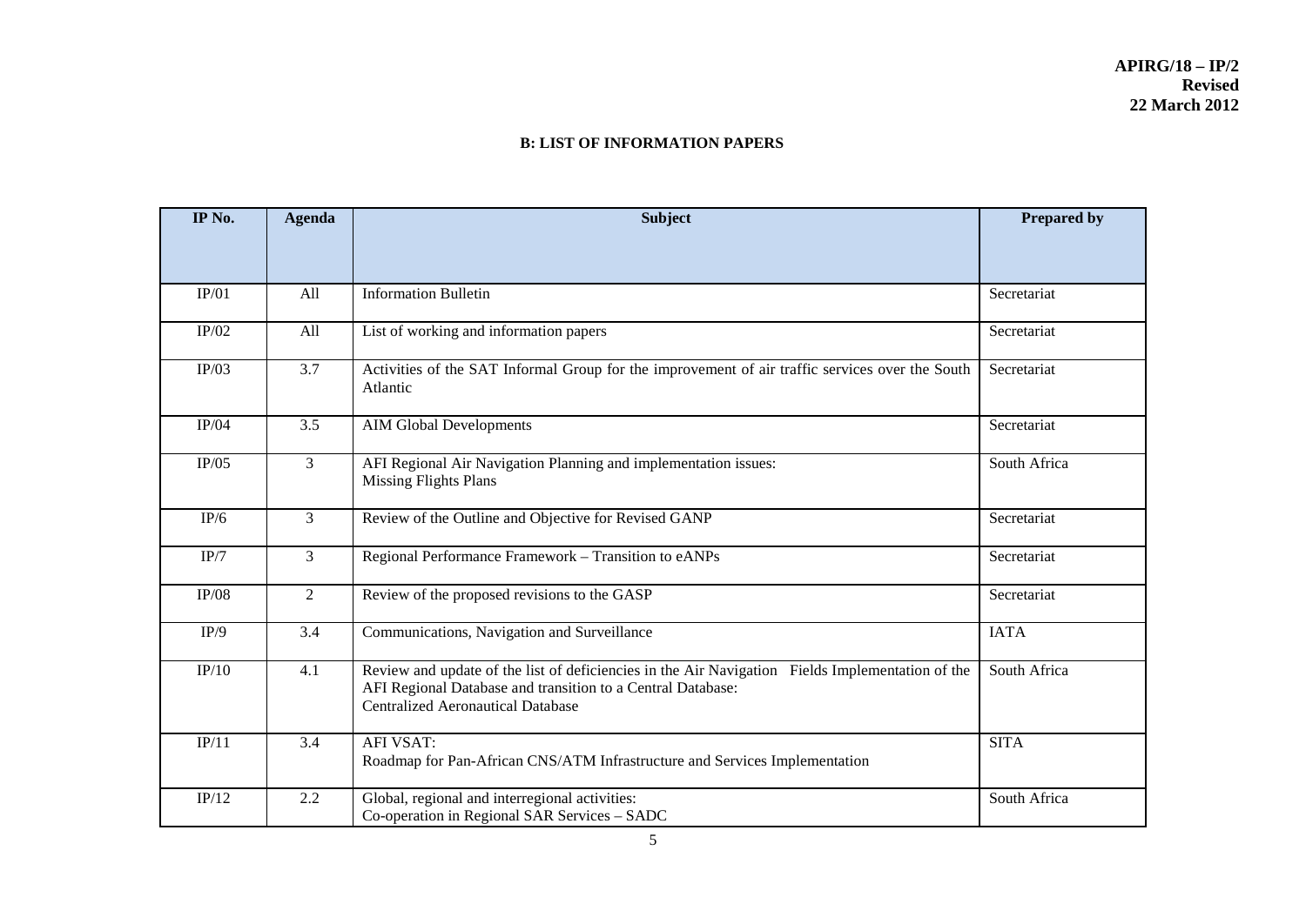**APIRG/18 – IP/2**
**Revised**
**22 March 2012**

**B: LIST OF INFORMATION PAPERS**

| IP No. | Agenda | Subject | Prepared by |
|---|---|---|---|
| IP/01 | All | Information Bulletin | Secretariat |
| IP/02 | All | List of working and information papers | Secretariat |
| IP/03 | 3.7 | Activities of the SAT Informal Group for the improvement of air traffic services over the South Atlantic | Secretariat |
| IP/04 | 3.5 | AIM Global Developments | Secretariat |
| IP/05 | 3 | AFI Regional Air Navigation Planning and implementation issues:<br>Missing Flights Plans | South Africa |
| IP/6 | 3 | Review of the Outline and Objective for Revised GANP | Secretariat |
| IP/7 | 3 | Regional Performance Framework – Transition to eANPs | Secretariat |
| IP/08 | 2 | Review of the proposed revisions to the GASP | Secretariat |
| IP/9 | 3.4 | Communications, Navigation and Surveillance | IATA |
| IP/10 | 4.1 | Review and update of the list of deficiencies in the Air Navigation Fields Implementation of the AFI Regional Database and transition to a Central Database:<br>Centralized Aeronautical Database | South Africa |
| IP/11 | 3.4 | AFI VSAT:<br>Roadmap for Pan-African CNS/ATM Infrastructure and Services Implementation | SITA |
| IP/12 | 2.2 | Global, regional and interregional activities:<br>Co-operation in Regional SAR Services – SADC | South Africa |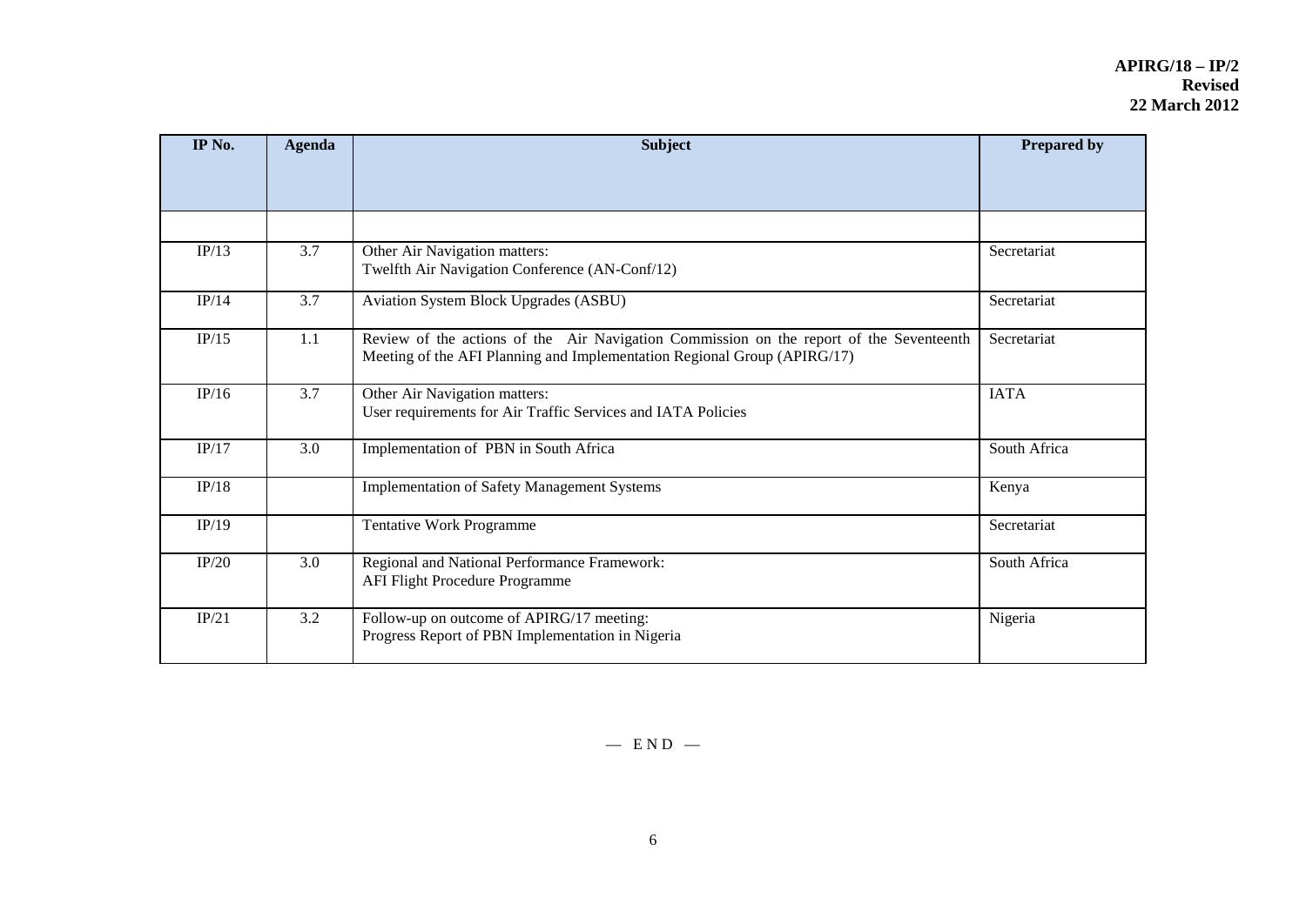| IP No. | Agenda | Subject | Prepared by |
|---|---|---|---|
| | | | |
| IP/13 | 3.7 | Other Air Navigation matters:<br>Twelfth Air Navigation Conference (AN-Conf/12) | Secretariat |
| IP/14 | 3.7 | Aviation System Block Upgrades (ASBU) | Secretariat |
| IP/15 | 1.1 | Review of the actions of the Air Navigation Commission on the report of the Seventeenth Meeting of the AFI Planning and Implementation Regional Group (APIRG/17) | Secretariat |
| IP/16 | 3.7 | Other Air Navigation matters:<br>User requirements for Air Traffic Services and IATA Policies | IATA |
| IP/17 | 3.0 | Implementation of PBN in South Africa | South Africa |
| IP/18 | | Implementation of Safety Management Systems | Kenya |
| IP/19 | | Tentative Work Programme | Secretariat |
| IP/20 | 3.0 | Regional and National Performance Framework:<br>AFI Flight Procedure Programme | South Africa |
| IP/21 | 3.2 | Follow-up on outcome of APIRG/17 meeting:<br>Progress Report of PBN Implementation in Nigeria | Nigeria |

— END —